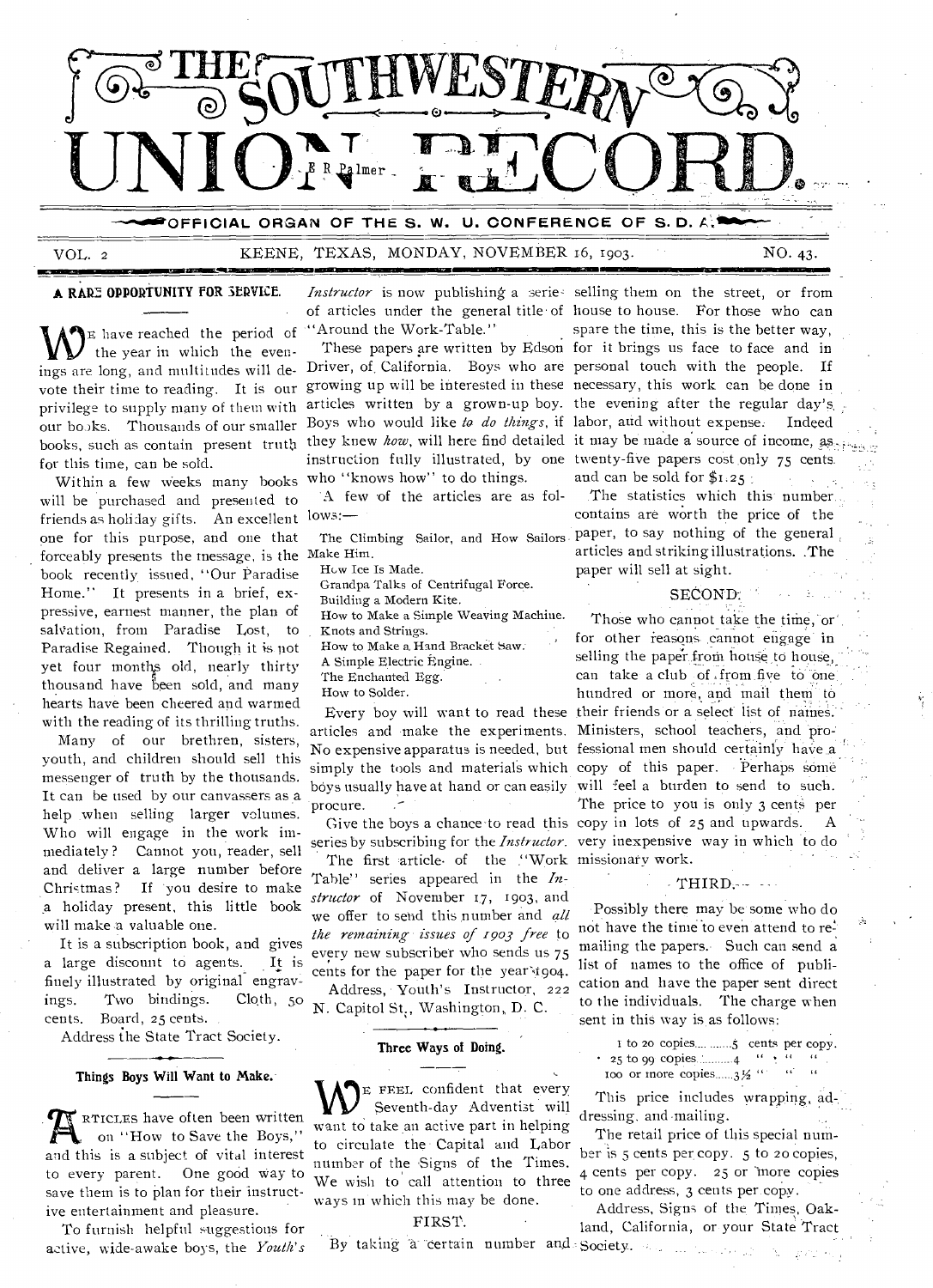# THE SOUTHWESTERN UNION RECORD.

OFFICIAL ORGAN OF THE S. W. U. CONFERENCE OF S. D. A.

VOL. 2 KEENE, TEXAS, MONDAY, NOVEMBER 16, 1903. NO. 43.

## A RARE OPPORTUNITY FOR SERVICE.

WE have reached the period of the year in which the evenings are long, and multitudes will devote their time to reading. It is our privilege to supply many of them with our books. Thousands of our smaller books, such as contain present truth for this time, can be sold.

Within a few weeks many books will be purchased and presented to friends as holiday gifts. An excellent one for this purpose, and one that forceably presents the message, is the book recently issued, "Our Paradise Home." It presents in a brief, expressive, earnest manner, the plan of salvation, from Paradise Lost, to Paradise Regained. Though it is not yet four months old, nearly thirty thousand have been sold, and many hearts have been cheered and warmed with the reading of its thrilling truths.

Many of our brethren, sisters, youth, and children should sell this messenger of truth by the thousands. It can be used by our canvassers as a help when selling larger volumes. Who will engage in the work immediately? Cannot you, reader, sell and deliver a large number before Christmas? If you desire to make a holiday present, this little book will make a valuable one.

It is a subscription book, and gives a large discount to agents. It is finely illustrated by original engravings. Two bindings. Cloth, 50 cents. Board, 25 cents.

Address the State Tract Society.

## Things Boys Will Want to Make.

ARTICLES have often been written on "How to Save the Boys," and this is a subject of vital interest to every parent. One good way to save them is to plan for their instructive entertainment and pleasure.

To furnish helpful suggestions for active, wide-awake boys, the *Youth's Instructor* is now publishing a series of articles under the general title of "Around the Work-Table."

These papers are written by Edson Driver, of California. Boys who are growing up will be interested in these articles written by a grown-up boy. Boys who would like *to do things*, if they knew *how*, will here find detailed instruction fully illustrated, by one who "knows how" to do things.

A few of the articles are as follows:—

- The Climbing Sailor, and How Sailors Make Him.
- How Ice Is Made.
- Grandpa Talks of Centrifugal Force.
- Building a Modern Kite.
- How to Make a Simple Weaving Machine.
- Knots and Strings.
- How to Make a Hand Bracket Saw.
- A Simple Electric Engine.
- The Enchanted Egg.
- How to Solder.

Every boy will want to read these articles and make the experiments. No expensive apparatus is needed, but simply the tools and materials which boys usually have at hand or can easily procure.

Give the boys a chance to read this series by subscribing for the *Instructor*.

The first article of the "Work Table" series appeared in the *Instructor* of November 17, 1903, and we offer to send this number and *all the remaining issues of 1903 free* to every new subscriber who sends us 75 cents for the paper for the year 1904.

Address, Youth's Instructor, 222 N. Capitol St., Washington, D. C.

## Three Ways of Doing.

WE FEEL confident that every Seventh-day Adventist will want to take an active part in helping to circulate the Capital and Labor number of the Signs of the Times. We wish to call attention to three ways in which this may be done.

### FIRST.

By taking a certain number and selling them on the street, or from house to house. For those who can spare the time, this is the better way, for it brings us face to face and in personal touch with the people. If necessary, this work can be done in the evening after the regular day's labor, and without expense. Indeed it may be made a source of income, as twenty-five papers cost only 75 cents and can be sold for $1.25.

The statistics which this number contains are worth the price of the paper, to say nothing of the general articles and striking illustrations. The paper will sell at sight.

### SECOND.

Those who cannot take the time, or for other reasons cannot engage in selling the paper from house to house, can take a club of from five to one hundred or more, and mail them to their friends or a select list of names. Ministers, school teachers, and professional men should certainly have a copy of this paper. Perhaps some will feel a burden to send to such. The price to you is only 3 cents per copy in lots of 25 and upwards. A very inexpensive way in which to do missionary work.

### THIRD.

Possibly there may be some who do not have the time to even attend to remailing the papers. Such can send a list of names to the office of publication and have the paper sent direct to the individuals. The charge when sent in this way is as follows:

1 to 20 copies..........5 cents per copy.
25 to 99 copies..........4 " " "
100 or more copies......3½ " " "

This price includes wrapping, addressing, and mailing.

The retail price of this special number is 5 cents per copy. 5 to 20 copies, 4 cents per copy. 25 or more copies to one address, 3 cents per copy.

Address, Signs of the Times, Oakland, California, or your State Tract Society.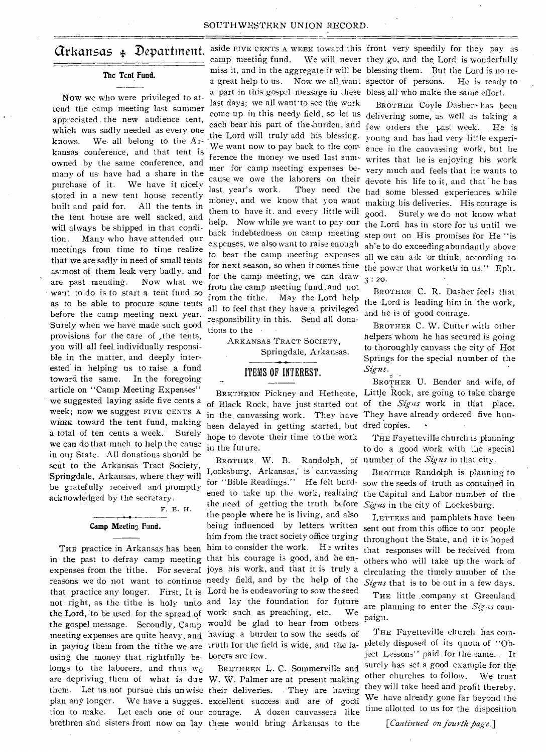# Arkansas Department.

## The Tent Fund.

Now we who were privileged to attend the camp meeting last summer appreciated the new audience tent, which was sadly needed as every one knows. We all belong to the Arkansas conference, and that tent is owned by the same conference, and many of us have had a share in the purchase of it. We have it nicely stored in a new tent house recently built and paid for. All the tents in the tent house are well sacked, and will always be shipped in that condition. Many who have attended our meetings from time to time realize that we are sadly in need of small tents as most of them leak very badly, and are past mending. Now what we want to do is to start a tent fund so as to be able to procure some tents before the camp meeting next year. Surely when we have made such good provisions for the care of the tents, you will all feel individually responsible in the matter, and deeply interested in helping us to raise a fund toward the same. In the foregoing article on "Camp Meeting Expenses" we suggested laying aside five cents a week; now we suggest FIVE CENTS A WEEK toward the tent fund, making a total of ten cents a week. Surely we can do that much to help the cause in our State. All donations should be sent to the Arkansas Tract Society, Springdale, Arkansas, where they will be gratefully received and promptly acknowledged by the secretary.

F. E. H.

## Camp Meeting Fund.

THE practice in Arkansas has been in the past to defray camp meeting expenses from the tithe. For several reasons we do not want to continue that practice any longer. First, It is not right, as the tithe is holy unto the Lord, to be used for the spread of the gospel message. Secondly, Camp meeting expenses are quite heavy, and in paying them from the tithe we are using the money that rightfully belongs to the laborers, and thus we are depriving them of what is due them. Let us not pursue this unwise plan any longer. We have a suggestion to make. Let each one of our brethren and sisters from now on lay aside FIVE CENTS A WEEK toward this camp meeting fund. We will never miss it, and in the aggregate it will be a great help to us. Now we all want a part in this gospel message in these last days; we all want to see the work come up in this needy field, so let us each bear his part of the burden, and the Lord will truly add his blessing. We want now to pay back to the conference the money we used last summer for camp meeting expenses because we owe the laborers on their last year's work. They need the money, and we know that you want them to have it. and every little will help. Now while we want to pay our back indebtedness on camp meeting expenses, we also want to raise enough to bear the camp meeting expenses for next season, so when it comes time for the camp meeting, we can draw from the camp meeting fund and not from the tithe. May the Lord help all to feel that they have a privileged responsibility in this. Send all donations to the

ARKANSAS TRACT SOCIETY,
Springdale, Arkansas.

## ITEMS OF INTEREST.

BRETHREN Pickney and Hethcote, of Black Rock, have just started out in the canvassing work. They have been delayed in getting started, but hope to devote their time to the work in the future.

BROTHER W. B. Randolph, of Locksburg, Arkansas, is canvassing for "Bible Readings." He felt burdened to take up the work, realizing the need of getting the truth before the people where he is living, and also being influenced by letters written him from the tract society office urging him to consider the work. He writes that his courage is good, and he enjoys his work, and that it is truly a needy field, and by the help of the Lord he is endeavoring to sow the seed and lay the foundation for future work such as preaching, etc. We would be glad to hear from others having a burden to sow the seeds of truth for the field is wide, and the laborers are few.

BRETHREN L. C. Sommerville and W. W. Palmer are at present making their deliveries. They are having excellent success and are of good courage. A dozen canvassers like these would bring Arkansas to the front very speedily for they pay as they go, and the Lord is wonderfully blessing them. But the Lord is no respector of persons. He is ready to bless all who make the same effort.

BROTHER Coyle Dasher has been delivering some, as well as taking a few orders the past week. He is young and has had very little experience in the canvassing work, but he writes that he is enjoying his work very much and feels that he wants to devote his life to it, and that he has had some blessed experiences while making his deliveries. His courage is good. Surely we do not know what the Lord has in store for us until we step out on His promises for He "is able to do exceeding abundantly above all we can ask or think, according to the power that worketh in us." Eph. 3:20.

BROTHER C. R. Dasher feels that the Lord is leading him in the work, and he is of good courage.

BROTHER C. W. Cutter with other helpers whom he has secured is going to thoroughly canvass the city of Hot Springs for the special number of the *Signs*.

BROTHER U. Bender and wife, of Little Rock, are going to take charge of the *Signs* work in that place. They have already ordered five hundred copies.

THE Fayetteville church is planning to do a good work with the special number of the *Signs* in that city.

BROTHER Randolph is planning to sow the seeds of truth as contained in the Capital and Labor number of the *Signs* in the city of Lockesburg.

LETTERS and pamphlets have been sent out from this office to our people throughout the State, and it is hoped that responses will be received from others who will take up the work of circulating the timely number of the *Signs* that is to be out in a few days.

THE little company at Greenland are planning to enter the *Signs* campaign.

THE Fayetteville church has completely disposed of its quota of "Object Lessons" paid for the same. It surely has set a good example for the other churches to follow. We trust they will take heed and profit thereby. We have already gone far beyond the time allotted to us for the disposition

[*Continued on fourth page.*]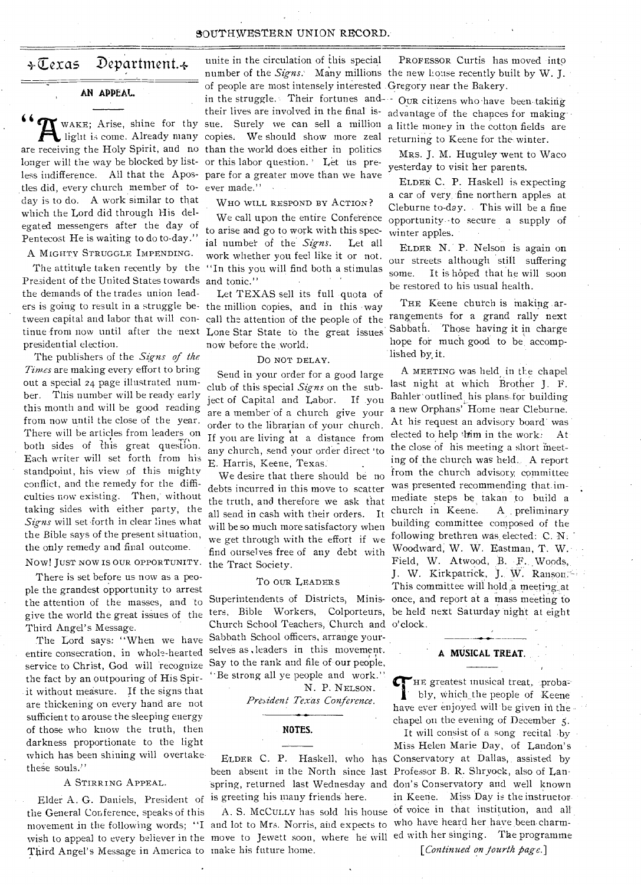## Texas Department.

### AN APPEAL.

"AWAKE; Arise, shine for thy light is come. Already many are receiving the Holy Spirit, and no longer will the way be blocked by listless indifference. All that the Apostles did, every church member of today is to do. A work similar to that which the Lord did through His delegated messengers after the day of Pentecost He is waiting to do to-day."

A MIGHTY STRUGGLE IMPENDING.

The attitude taken recently by the President of the United States towards the demands of the trades union leaders is going to result in a struggle between capital and labor that will continue from now until after the next presidential election.

The publishers of the *Signs of the Times* are making every effort to bring out a special 24 page illustrated number. This number will be ready early this month and will be good reading from now until the close of the year. There will be articles from leaders on both sides of this great question. Each writer will set forth from his standpoint, his view of this mighty conflict, and the remedy for the difficulties now existing. Then, without taking sides with either party, the *Signs* will set forth in clear lines what the Bible says of the present situation, the only remedy and final outcome.

NOW! JUST NOW IS OUR OPPORTUNITY.

There is set before us now as a people the grandest opportunity to arrest the attention of the masses, and to give the world the great issues of the Third Angel's Message.

The Lord says: "When we have entire consecration, in whole-hearted service to Christ, God will recognize the fact by an outpouring of His Spirit without measure. If the signs that are thickening on every hand are not sufficient to arouse the sleeping energy of those who know the truth, then darkness proportionate to the light which has been shining will overtake these souls."

A STIRRING APPEAL.

Elder A. G. Daniels, President of the General Conference, speaks of this movement in the following words; "I wish to appeal to every believer in the Third Angel's Message in America to unite in the circulation of this special number of the *Signs*. Many millions of people are most intensely interested in the struggle. Their fortunes and their lives are involved in the final issue. Surely we can sell a million copies. We should show more zeal than the world does either in politics or this labor question. Let us prepare for a greater move than we have ever made."

WHO WILL RESPOND BY ACTION?

We call upon the entire Conference to arise and go to work with this special number of the *Signs*. Let all work whether you feel like it or not. "In this you will find both a stimulas and tonic."

Let TEXAS sell its full quota of the million copies, and in this way call the attention of the people of the Lone Star State to the great issues now before the world.

DO NOT DELAY.

Send in your order for a good large club of this special *Signs* on the subject of Capital and Labor. If you are a member of a church give your order to the librarian of your church. If you are living at a distance from any church, send your order direct to E. Harris, Keene, Texas.

We desire that there should be no debts incurred in this move to scatter the truth, and therefore we ask that all send in cash with their orders. It will be so much more satisfactory when we get through with the effort if we find ourselves free of any debt with the Tract Society.

TO OUR LEADERS

Superintendents of Districts, Ministers, Bible Workers, Colporteurs, Church School Teachers, Church and Sabbath School officers, arrange yourselves as leaders in this movement. Say to the rank and file of our people, "Be strong all ye people and work."

N. P. NELSON.
*President Texas Conference.*

### NOTES.

ELDER C. P. Haskell, who has been absent in the North since last spring, returned last Wednesday and is greeting his many friends here.

A. S. MCCULLY has sold his house and lot to Mrs. Norris, and expects to move to Jewett soon, where he will make his future home.

PROFESSOR Curtis has moved into the new house recently built by W. J. Gregory near the Bakery.

OUR citizens who have been taking advantage of the chances for making a little money in the cotton fields are returning to Keene for the winter.

MRS. J. M. Huguley went to Waco yesterday to visit her parents.

ELDER C. P. Haskell is expecting a car of very fine northern apples at Cleburne to-day. This will be a fine opportunity to secure a supply of winter apples.

ELDER N. P. Nelson is again on our streets although still suffering some. It is hoped that he will soon be restored to his usual health.

THE Keene church is making arrangements for a grand rally next Sabbath. Those having it in charge hope for much good to be accomplished by it.

A MEETING was held in the chapel last night at which Brother J. F. Bahler outlined his plans for building a new Orphans' Home near Cleburne. At his request an advisory board was elected to help him in the work. At the close of his meeting a short meeting of the church was held. A report from the church advisory committee was presented recommending that immediate steps be takan to build a church in Keene. A preliminary building committee composed of the following brethren was elected: C. N. Woodward, W. W. Eastman, T. W. Field, W. Atwood, B. F. Woods, J. W. Kirkpatrick, J. W. Ranson. This committee will hold a meeting at once, and report at a mass meeting to be held next Saturday night at eight o'clock.

### A MUSICAL TREAT.

THE greatest musical treat, probably, which the people of Keene have ever enjoyed will be given in the chapel on the evening of December 5.

It will consist of a song recital by Miss Helen Marie Day, of Landon's Conservatory at Dallas, assisted by Professor B. R. Shryock, also of Landon's Conservatory and well known in Keene. Miss Day is the instructor of voice in that institution, and all who have heard her have been charmed with her singing. The programme

[*Continued on fourth page.*]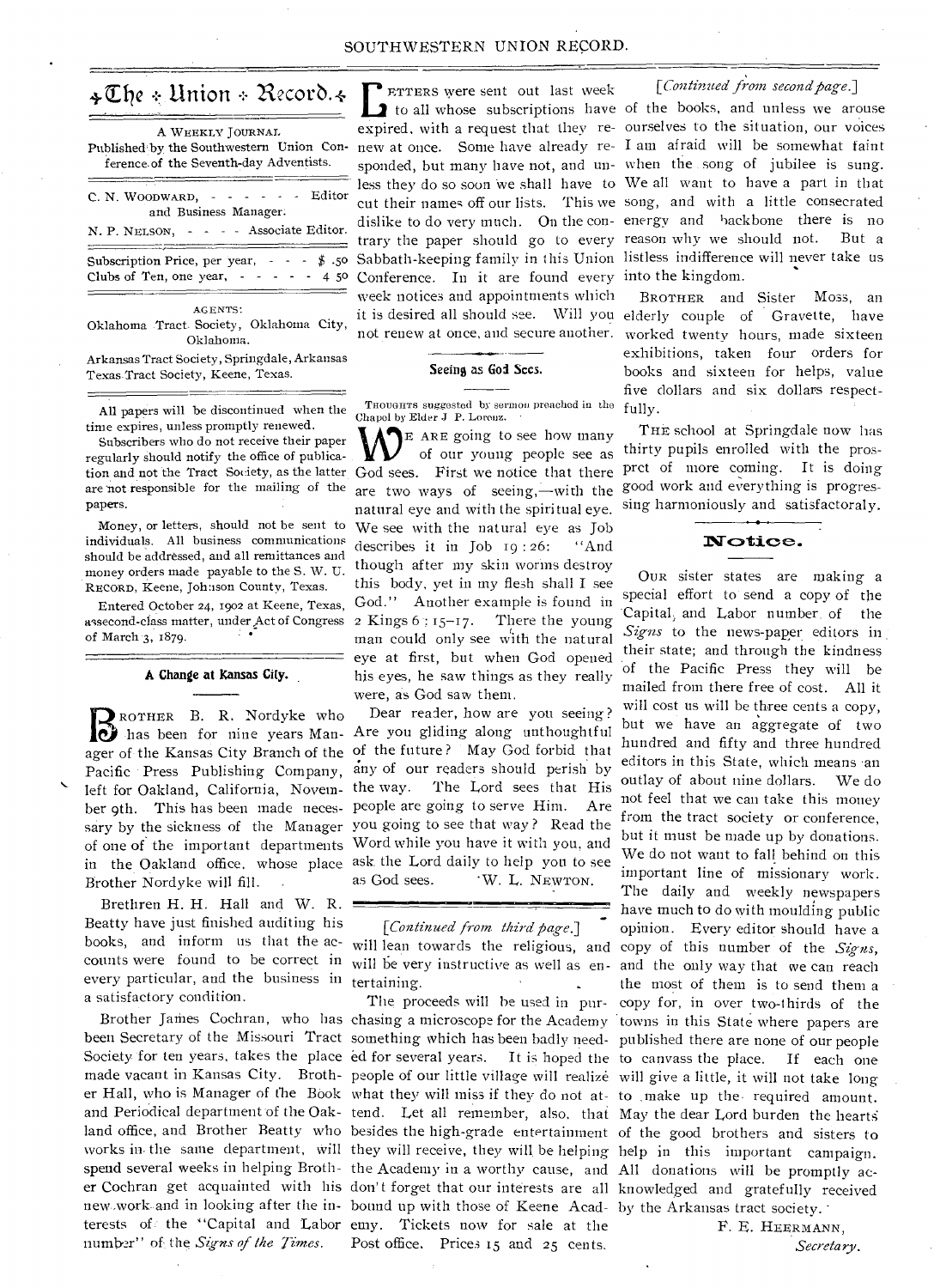# The Union Record.

A WEEKLY JOURNAL

Published by the Southwestern Union Conference of the Seventh-day Adventists.

C. N. WOODWARD, - - - - - - Editor and Business Manager.

N. P. NELSON, - - - - Associate Editor.

Subscription Price, per year, - - - $ .50

Clubs of Ten, one year, - - - - - 4 50

AGENTS:

Oklahoma Tract Society, Oklahoma City, Oklahoma.

Arkansas Tract Society, Springdale, Arkansas

Texas Tract Society, Keene, Texas.

All papers will be discontinued when the time expires, unless promptly renewed.

Subscribers who do not receive their paper regularly should notify the office of publication and not the Tract Society, as the latter are not responsible for the mailing of the papers.

Money, or letters, should not be sent to individuals. All business communications should be addressed, and all remittances and money orders made payable to the S. W. U. RECORD, Keene, Johnson County, Texas.

Entered October 24, 1902 at Keene, Texas, assecond-class matter, under Act of Congress of March 3, 1879.

### A Change at Kansas City.

BROTHER B. R. Nordyke who has been for nine years Manager of the Kansas City Branch of the Pacific Press Publishing Company, left for Oakland, California, November 9th. This has been made necessary by the sickness of the Manager of one of the important departments in the Oakland office, whose place Brother Nordyke will fill.

Brethren H. H. Hall and W. R. Beatty have just finished auditing his books, and inform us that the accounts were found to be correct in every particular, and the business in a satisfactory condition.

Brother James Cochran, who has been Secretary of the Missouri Tract Society for ten years, takes the place made vacant in Kansas City. Brother Hall, who is Manager of the Book and Periodical department of the Oakland office, and Brother Beatty who works in the same department, will spend several weeks in helping Brother Cochran get acquainted with his new work and in looking after the interests of the "Capital and Labor number" of the *Signs of the Times*.

LETTERS were sent out last week to all whose subscriptions have expired, with a request that they renew at once. Some have already responded, but many have not, and unless they do so soon we shall have to cut their names off our lists. This we dislike to do very much. On the contrary the paper should go to every Sabbath-keeping family in this Union Conference. In it are found every week notices and appointments which it is desired all should see. Will you not renew at once, and secure another.

### Seeing as God Sees.

THOUGHTS suggested by sermon preached in the Chapel by Elder J. P. Lorenz.

WE ARE going to see how many of our young people see as God sees. First we notice that there are two ways of seeing,—with the natural eye and with the spiritual eye. We see with the natural eye as Job describes it in Job 19 : 26: "And though after my skin worms destroy this body, yet in my flesh shall I see God." Another example is found in 2 Kings 6 : 15–17. There the young man could only see with the natural eye at first, but when God opened his eyes, he saw things as they really were, as God saw them.

Dear reader, how are you seeing? Are you gliding along unthoughtful of the future? May God forbid that any of our readers should perish by the way. The Lord sees that His people are going to serve Him. Are you going to see that way? Read the Word while you have it with you, and ask the Lord daily to help you to see as God sees. W. L. NEWTON.

*[Continued from third page.]*

will lean towards the religious, and will be very instructive as well as entertaining.

The proceeds will be used in purchasing a microscope for the Academy something which has been badly needed for several years. It is hoped the people of our little village will realize what they will miss if they do not attend. Let all remember, also, that besides the high-grade entertainment they will receive, they will be helping the Academy in a worthy cause, and don't forget that our interests are all bound up with those of Keene Academy. Tickets now for sale at the Post office. Prices 15 and 25 cents.

*[Continued from second page.]*

of the books, and unless we arouse ourselves to the situation, our voices I am afraid will be somewhat faint when the song of jubilee is sung. We all want to have a part in that song, and with a little consecrated energy and backbone there is no reason why we should not. But a listless indifference will never take us into the kingdom.

BROTHER and Sister Moss, an elderly couple of Gravette, have worked twenty hours, made sixteen exhibitions, taken four orders for books and sixteen for helps, value five dollars and six dollars respectfully.

THE school at Springdale now has thirty pupils enrolled with the prosprct of more coming. It is doing good work and everything is progressing harmoniously and satisfactoraly.

## Notice.

OUR sister states are making a special effort to send a copy of the Capital, and Labor number of the *Signs* to the news-paper editors in their state; and through the kindness of the Pacific Press they will be mailed from there free of cost. All it will cost us will be three cents a copy, but we have an aggregate of two hundred and fifty and three hundred editors in this State, which means an outlay of about nine dollars. We do not feel that we can take this money from the tract society or conference, but it must be made up by donations. We do not want to fall behind on this important line of missionary work. The daily and weekly newspapers have much to do with moulding public opinion. Every editor should have a copy of this number of the *Signs*, and the only way that we can reach the most of them is to send them a copy for, in over two-thirds of the towns in this State where papers are published there are none of our people to canvass the place. If each one will give a little, it will not take long to make up the required amount. May the dear Lord burden the hearts of the good brothers and sisters to help in this important campaign. All donations will be promptly acknowledged and gratefully received by the Arkansas tract society.

F. E. HEERMANN,
*Secretary.*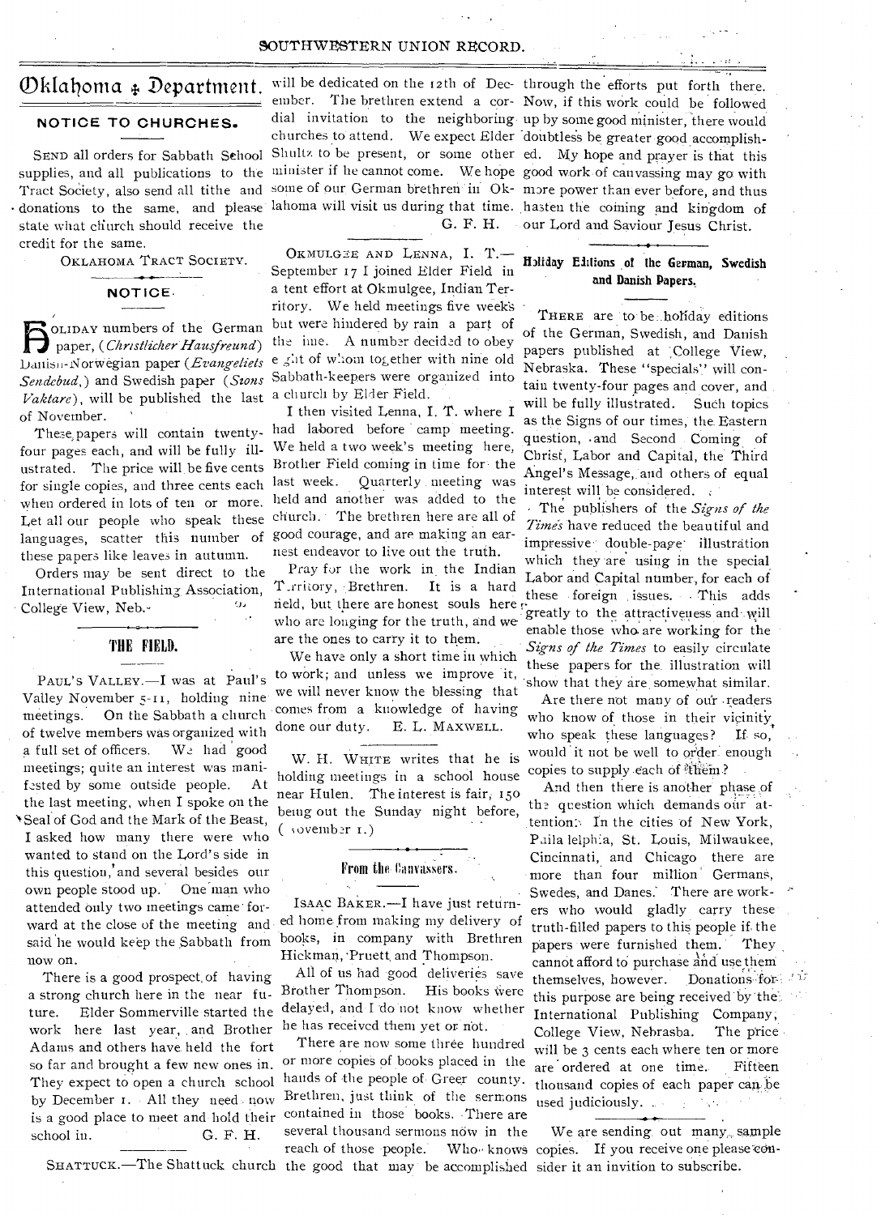# Oklahoma Department.

## NOTICE TO CHURCHES.

SEND all orders for Sabbath School supplies, and all publications to the Tract Society, also send all tithe and donations to the same, and please state what church should receive the credit for the same.

OKLAHOMA TRACT SOCIETY.

## NOTICE.

HOLIDAY numbers of the German paper, (*Christlicher Hausfreund*) Danish-Norwegian paper (*Evangeliets Sendebud*,) and Swedish paper (*Sions Vaktare*), will be published the last of November.

These papers will contain twenty-four pages each, and will be fully illustrated. The price will be five cents for single copies, and three cents each when ordered in lots of ten or more. Let all our people who speak these languages, scatter this number of these papers like leaves in autumn.

Orders may be sent direct to the International Publishing Association, College View, Neb.

## THE FIELD.

PAUL'S VALLEY.—I was at Paul's Valley November 5-11, holding nine meetings. On the Sabbath a church of twelve members was organized with a full set of officers. We had good meetings; quite an interest was manifested by some outside people. At the last meeting, when I spoke on the Seal of God and the Mark of the Beast, I asked how many there were who wanted to stand on the Lord's side in this question, and several besides our own people stood up. One man who attended only two meetings came forward at the close of the meeting and said he would keep the Sabbath from now on.

There is a good prospect of having a strong church here in the near future. Elder Sommerville started the work here last year, and Brother Adams and others have held the fort so far and brought a few new ones in. They expect to open a church school by December 1. All they need now is a good place to meet and hold their school in. G. F. H.

SHATTUCK.—The Shattuck church will be dedicated on the 12th of December. The brethren extend a cordial invitation to the neighboring churches to attend. We expect Elder Shultz to be present, or some other minister if he cannot come. We hope some of our German brethren in Oklahoma will visit us during that time.

G. F. H.

OKMULGEE AND LENNA, I. T.—September 17 I joined Elder Field in a tent effort at Okmulgee, Indian Territory. We held meetings five weeks but were hindered by rain a part of the time. A number decided to obey eight of whom together with nine old Sabbath-keepers were organized into a church by Elder Field.

I then visited Lenna, I. T. where I had labored before camp meeting. We held a two week's meeting here, Brother Field coming in time for the last week. Quarterly meeting was held and another was added to the church. The brethren here are all of good courage, and are making an earnest endeavor to live out the truth.

Pray for the work in the Indian Territory, Brethren. It is a hard field, but there are honest souls here who are longing for the truth, and we are the ones to carry it to them.

We have only a short time in which to work; and unless we improve it, we will never know the blessing that comes from a knowledge of having done our duty. E. L. MAXWELL.

W. H. WHITE writes that he is holding meetings in a school house near Hulen. The interest is fair, 150 being out the Sunday night before, (November 1.)

## From the Canvassers.

ISAAC BAKER.—I have just returned home from making my delivery of books, in company with Brethren Hickman, Pruett and Thompson.

All of us had good deliveries save Brother Thompson. His books were delayed, and I do not know whether he has received them yet or not.

There are now some three hundred or more copies of books placed in the hands of the people of Greer county. Brethren, just think of the sermons contained in those books. There are several thousand sermons now in the reach of those people. Who knows the good that may be accomplished through the efforts put forth there. Now, if this work could be followed up by some good minister, there would doubtless be greater good accomplished. My hope and prayer is that this good work of canvassing may go with more power than ever before, and thus hasten the coming and kingdom of our Lord and Saviour Jesus Christ.

## Holiday Editions of the German, Swedish and Danish Papers.

THERE are to be holiday editions of the German, Swedish, and Danish papers published at College View, Nebraska. These "specials" will contain twenty-four pages and cover, and will be fully illustrated. Such topics as the Signs of our times, the Eastern question, and Second Coming of Christ, Labor and Capital, the Third Angel's Message, and others of equal interest will be considered.

The publishers of the *Signs of the Times* have reduced the beautiful and impressive double-page illustration which they are using in the special Labor and Capital number, for each of these foreign issues. This adds greatly to the attractiveness and will enable those who are working for the *Signs of the Times* to easily circulate these papers for the illustration will show that they are somewhat similar.

Are there not many of our readers who know of those in their vicinity, who speak these languages? If so, would it not be well to order enough copies to supply each of them?

And then there is another phase of the question which demands our attention: In the cities of New York, Philadelphia, St. Louis, Milwaukee, Cincinnati, and Chicago there are more than four million Germans, Swedes, and Danes. There are workers who would gladly carry these truth-filled papers to this people if the papers were furnished them. They cannot afford to purchase and use them themselves, however. Donations for this purpose are being received by the International Publishing Company, College View, Nebrasba. The price will be 3 cents each where ten or more are ordered at one time. Fifteen thousand copies of each paper can be used judiciously.

We are sending out many sample copies. If you receive one please consider it an invition to subscribe.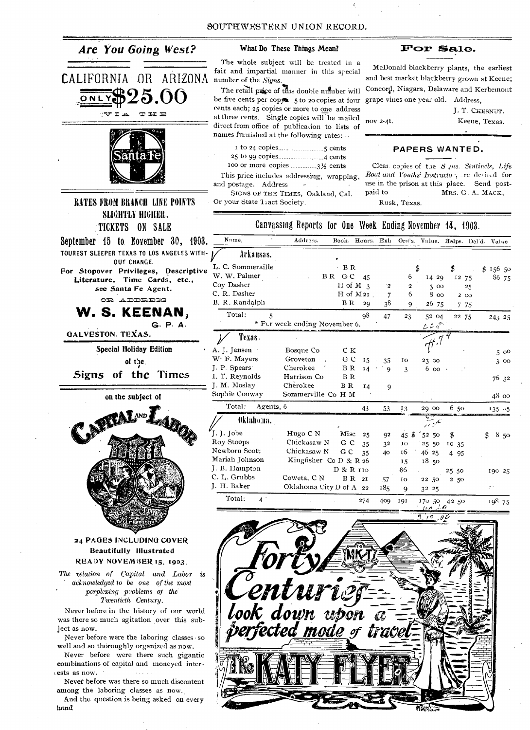## Are You Going West?

CALIFORNIA OR ARIZONA

ONLY $25.00

VIA THE

Santa Fe

RATES FROM BRANCH LINE POINTS SLIGHTLY HIGHER.

TICKETS ON SALE

September 15 to November 30, 1903.

TOUREST SLEEPER TEXAS TO LOS ANGELES WITHOUT CHANGE.

For Stopover Privileges, Descriptive Literature, Time Cards, etc., see Santa Fe Agent.

OR ADDRESS

**W. S. KEENAN,**
G. P. A.

GALVESTON, TEXAS.

**Special Holiday Edition**

of the

***Signs of the Times***

**on the subject of**

CAPITAL AND LABOR

**24 PAGES INCLUDING COVER**
**Beautifully Illustrated**
**READY NOVEMBER 15, 1903.**

*The relation of Capital and Labor is acknowledged to be one of the most perplexing problems of the Twentieth Century.*

Never before in the history of our world was there so much agitation over this subject as now.

Never before were the laboring classes so well and so thoroughly organized as now.

Never before were there such gigantic combinations of capital and moneyed interests as now.

Never before was there so much discontent among the laboring classes as now.

And the question is being asked on every hand

### What Do These Things Mean?

The whole subject will be treated in a fair and impartial manner in this special number of the *Signs*.

The retail price of this double number will be five cents per copy. 5 to 20 copies at four cents each; 25 copies or more to one address at three cents. Single copies will be mailed direct from office of publication to lists of names furnished at the following rates:—

1 to 24 copies......................5 cents
25 to 99 copies......................4 cents
100 or more copies ..............3½ cents

This price includes addressing, wrapping, and postage. Address

SIGNS OF THE TIMES, Oakland, Cal.
Or your State Tract Society.

### For Sale.

McDonald blackberry plants, the earliest and best market blackberry grown at Keene; Concord, Niagara, Delaware and Kerbemont grape vines one year old. Address,

J. T. CHESNUT.
Keene, Texas.

nov 2-4t.

### PAPERS WANTED.

Clean copies of the *Signs, Sentinels, Life Boat* and *Youths' Instructor*, are desired for use in the prison at this place. Send post-paid to

MRS. G. A. MACK,
Rusk, Texas.

## Canvassing Reports for One Week Ending November 14, 1903.

| Name. | Address. | Book. | Hours. | Exh | Ord's. | Value. | Helps. | Del'd. | Value |
|---|---|---|---|---|---|---|---|---|---|
| **Arkansas.** | | | | | | | | | |
| L. C. Sommerville | | B R | | | | $ | $ | | $ 156 50 |
| W. W. Palmer | | B R G C | 45 | | 6 | 14 29 | 12 75 | | 86 75 |
| Coy Dasher | | H of M | 3 | 2 | 2 | 3 00 | 25 | | |
| C. R. Dasher | | H of M | 21 | 7 | 6 | 8 00 | 2 00 | | |
| B. R. Randalph | | B R | 29 | 38 | 9 | 26 75 | 7 75 | | |
| Total: 5 | | | 98 | 47 | 23 | 52 04 | 22 75 | | 243 25 |
| * For week ending November 6. | | | | | | | | | |
| **Texas.** | | | | | | | | | |
| A. J. Jensen | Bosque Co | C K | | | | | | | 5 00 |
| W. F. Mayers | Groveton | G C | 15 | 35 | 10 | 23 00 | | | 3 00 |
| J. P. Spears | Cherokee | B R | 14 | 9 | 3 | 6 00 | | | |
| I. T. Reynolds | Harrison Co | B R | | | | | | | 76 32 |
| J. M. Moslay | Cherokee | B R | 14 | 9 | | | | | |
| Sophie Conway | Sommerville Co | H M | | | | | | | 48 00 |
| Total: Agents, 6 | | | 43 | 53 | 13 | 29 00 | 6 50 | | 135 ..5 |
| **Oklahoma.** | | | | | | | | | |
| J. J. Jobe | Hugo C N | Misc | 25 | 92 | 45 | $ 52 50 | $ | | $ 8 50 |
| Roy Stoops | Chickasaw N | G C | 35 | 32 | 10 | 25 50 | 10 35 | | |
| Newborn Scott | Chickasaw N | G C | 35 | 40 | 16 | 46 25 | 4 95 | | |
| Mariah Johnson | Kingfisher Co | D & R | 26 | | 15 | 18 50 | | | |
| J. B. Hampton | | D & R | 110 | | 86 | | 25 50 | | 190 25 |
| C. L. Grubbs | Coweta, C N | B R | 21 | 57 | 10 | 22 50 | 2 50 | | |
| J. H. Baker | Oklahoma City | D of A | 22 | 185 | 9 | 32 25 | | | |
| Total: 4 | | | 274 | 409 | 191 | 170 50 | 42 50 | | 198 75 |

Forty Centuries look down upon a perfected mode of travel

The KATY FLYER

MKT